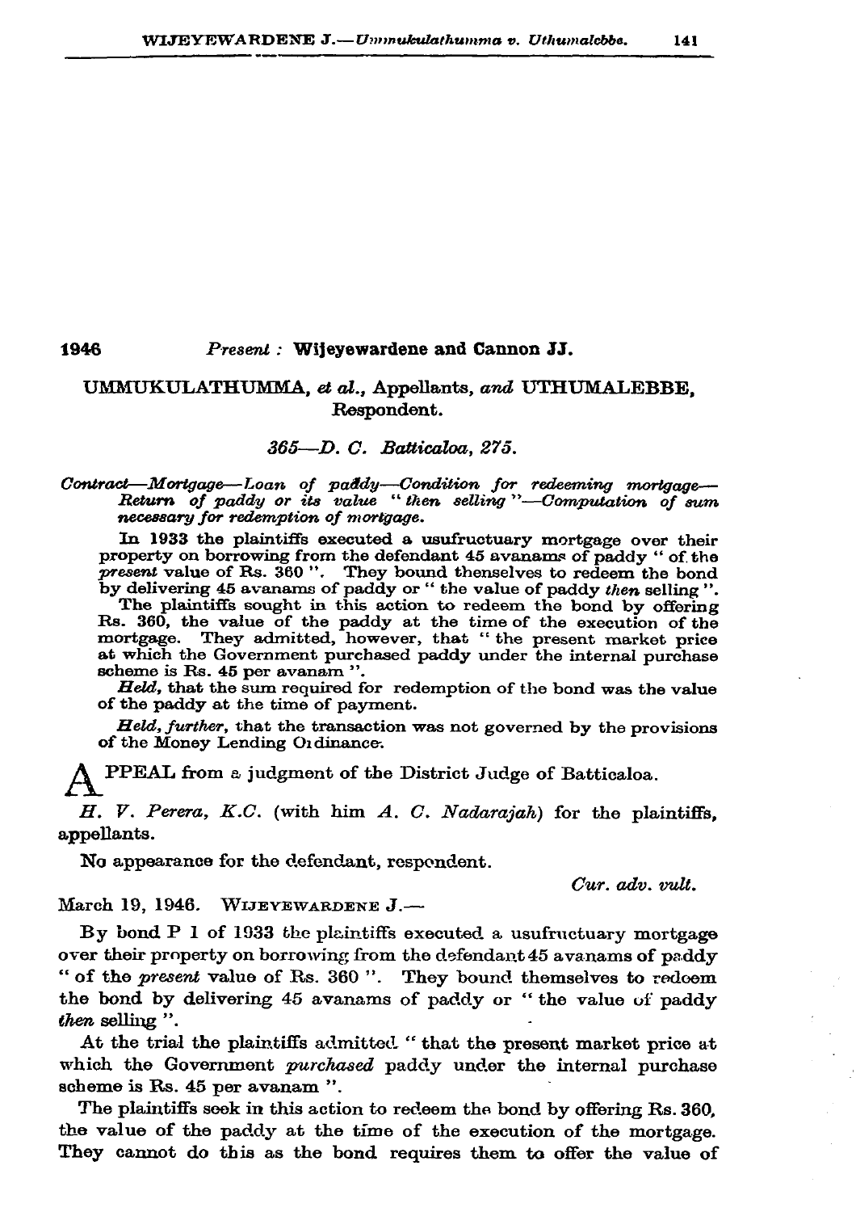**1946** *Present :* **Wijeyewardene and Cannon JJ.**

UMMUKULATHUMMA, *et al.*, Appellants, *and* UTHUMALEBBE, Respondent.

*365—D. C. Batticaloa, 275.*

*Contract—Mortgage—Loan of paddy—Condition for redeeming mortgage—Return of paddy or its value "then selling"—Computation of sum necessary for redemption of mortgage.*

In 1933 the plaintiffs executed a usufructuary mortgage over their property on borrowing from the defendant 45 avanams of paddy " of the *present* value of Rs. 360 ". They bound thenselves to redeem the bond by delivering 45 avanams of paddy or " the value of paddy *then* selling ".

The plaintiffs sought in this action to redeem the bond by offering Rs. 360, the value of the paddy at the time of the execution of the mortgage. They admitted, however, that " the present market price at which the Government purchased paddy under the internal purchase scheme is Rs. 45 per avanam ".

*Held,* that the sum required for redemption of the bond was the value of the paddy at the time of payment.

*Held, further,* that the transaction was not governed by the provisions of the Money Lending Ordinance.

APPEAL from a judgment of the District Judge of Batticaloa.

*H. V. Perera, K.C.* (with him *A. C. Nadarajah*) for the plaintiffs, appellants.

No appearance for the defendant, respondent.

*Cur. adv. vult.*

March 19, 1946. WIJEYEWARDENE J.—

By bond P 1 of 1933 the plaintiffs executed a usufructuary mortgage over their property on borrowing from the defendant 45 avanams of paddy " of the *present* value of Rs. 360 ". They bound themselves to redeem the bond by delivering 45 avanams of paddy or " the value of paddy *then* selling ".

At the trial the plaintiffs admitted " that the present market price at which the Government *purchased* paddy under the internal purchase scheme is Rs. 45 per avanam ".

The plaintiffs seek in this action to redeem the bond by offering Rs. 360, the value of the paddy at the time of the execution of the mortgage. They cannot do this as the bond requires them to offer the value of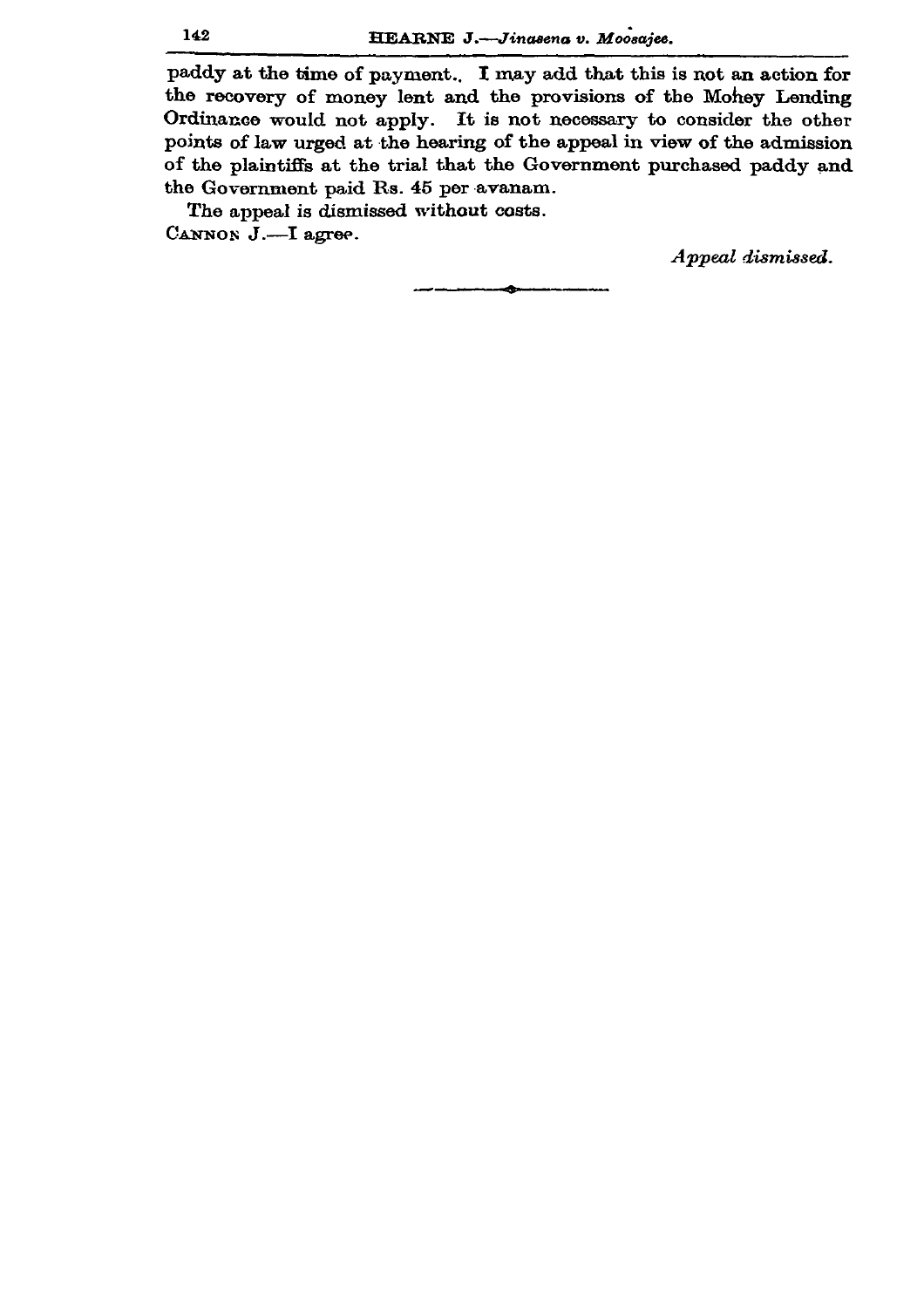paddy at the time of payment. I may add that this is not an action for the recovery of money lent and the provisions of the Money Lending Ordinance would not apply. It is not necessary to consider the other points of law urged at the hearing of the appeal in view of the admission of the plaintiffs at the trial that the Government purchased paddy and the Government paid Rs. 45 per avanam.

The appeal is dismissed without costs.

CANNON J.—I agree.

*Appeal dismissed.*